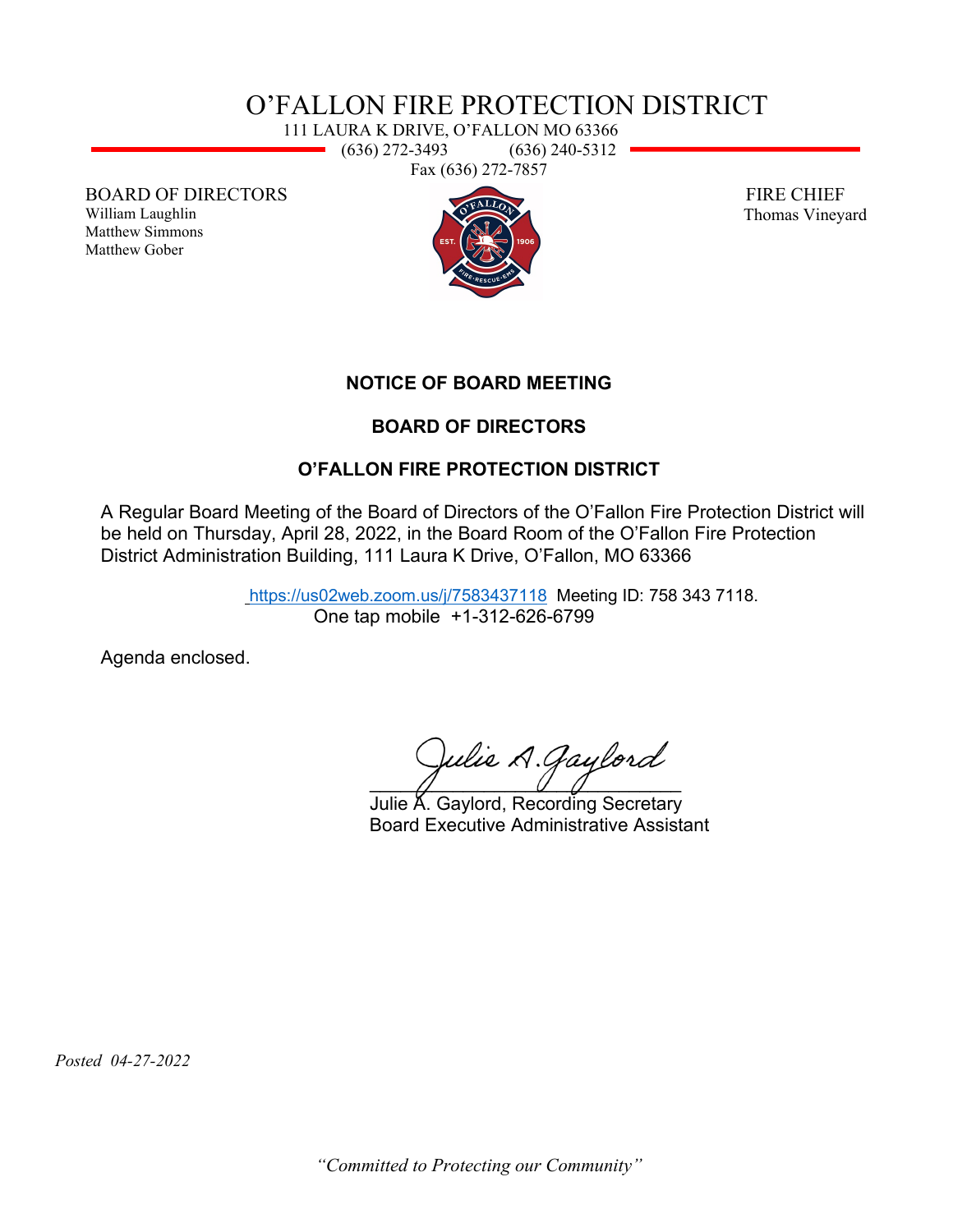# O'FALLON FIRE PROTECTION DISTRICT

111 LAURA K DRIVE, O'FALLON MO 63366
(636) 272-3493 (636) 240-5312
Fax (636) 272-7857

BOARD OF DIRECTORS
William Laughlin
Matthew Simmons
Matthew Gober

FIRE CHIEF
Thomas Vineyard

**NOTICE OF BOARD MEETING**

**BOARD OF DIRECTORS**

**O'FALLON FIRE PROTECTION DISTRICT**

A Regular Board Meeting of the Board of Directors of the O'Fallon Fire Protection District will be held on Thursday, April 28, 2022, in the Board Room of the O'Fallon Fire Protection District Administration Building, 111 Laura K Drive, O'Fallon, MO 63366

https://us02web.zoom.us/j/7583437118 Meeting ID: 758 343 7118.
One tap mobile +1-312-626-6799

Agenda enclosed.

Julie A. Gaylord
Julie A. Gaylord, Recording Secretary
Board Executive Administrative Assistant

*Posted 04-27-2022*

*"Committed to Protecting our Community"*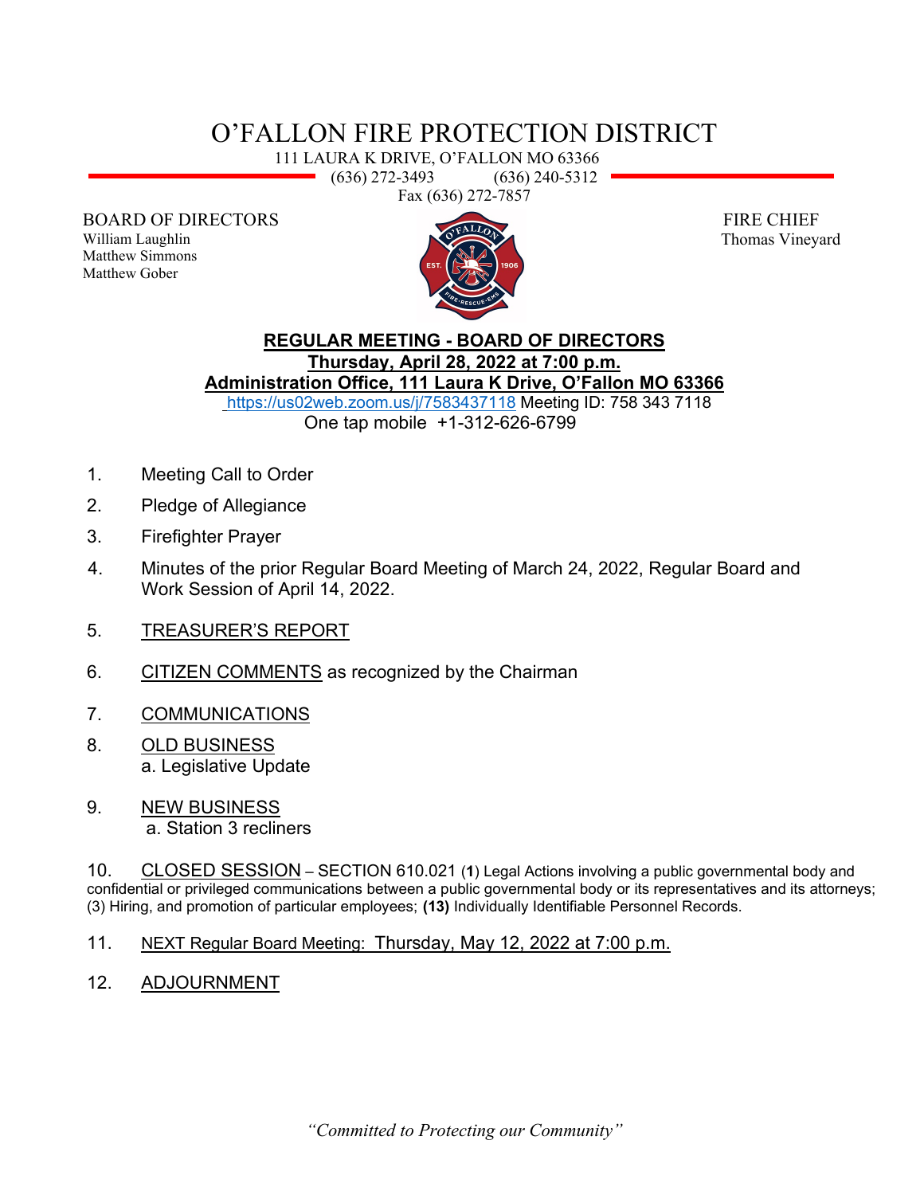# O'FALLON FIRE PROTECTION DISTRICT

111 LAURA K DRIVE, O'FALLON MO 63366
(636) 272-3493 (636) 240-5312
Fax (636) 272-7857

BOARD OF DIRECTORS
William Laughlin
Matthew Simmons
Matthew Gober

FIRE CHIEF
Thomas Vineyard

## REGULAR MEETING - BOARD OF DIRECTORS
**Thursday, April 28, 2022 at 7:00 p.m.**
**Administration Office, 111 Laura K Drive, O'Fallon MO 63366**

https://us02web.zoom.us/j/7583437118 Meeting ID: 758 343 7118
One tap mobile +1-312-626-6799

1. Meeting Call to Order
2. Pledge of Allegiance
3. Firefighter Prayer
4. Minutes of the prior Regular Board Meeting of March 24, 2022, Regular Board and Work Session of April 14, 2022.
5. TREASURER'S REPORT
6. CITIZEN COMMENTS as recognized by the Chairman
7. COMMUNICATIONS
8. OLD BUSINESS
   a. Legislative Update
9. NEW BUSINESS
   a. Station 3 recliners
10. CLOSED SESSION – SECTION 610.021 (**1**) Legal Actions involving a public governmental body and confidential or privileged communications between a public governmental body or its representatives and its attorneys; (3) Hiring, and promotion of particular employees; **(13)** Individually Identifiable Personnel Records.
11. NEXT Regular Board Meeting: Thursday, May 12, 2022 at 7:00 p.m.
12. ADJOURNMENT

*"Committed to Protecting our Community"*